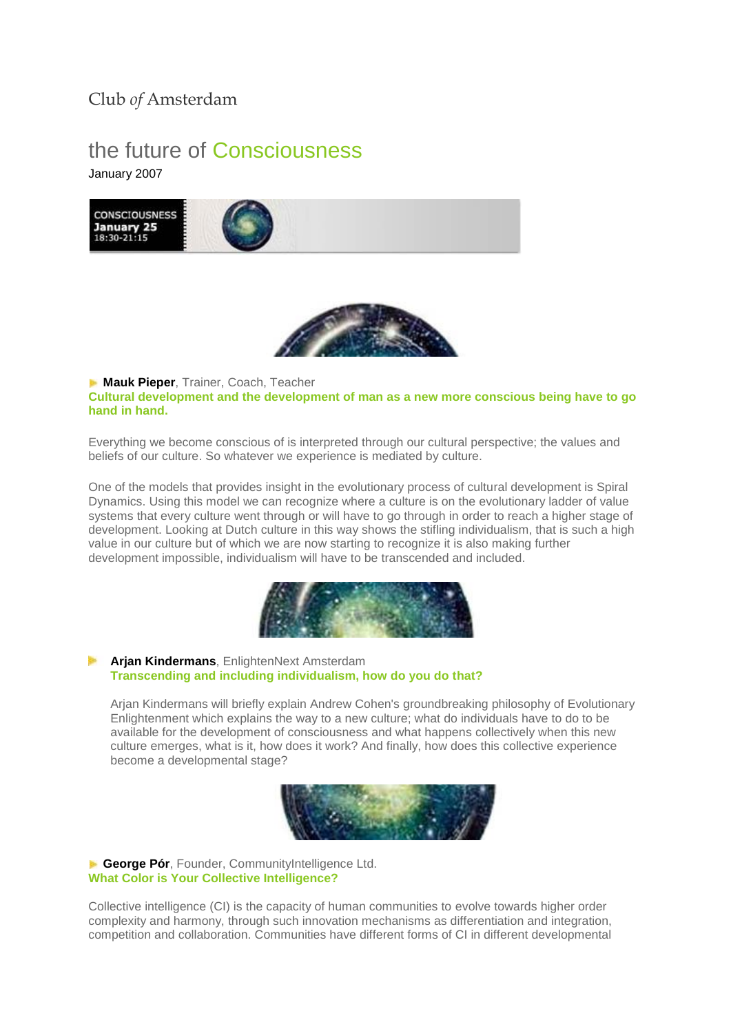Club *of* Amsterdam

# the future of Consciousness

January 2007

**Mauk Pieper**, Trainer, Coach, Teacher

**Cultural development and the development of man as a new more conscious being have to go hand in hand.**

Everything we become conscious of is interpreted through our cultural perspective; the values and beliefs of our culture. So whatever we experience is mediated by culture.

One of the models that provides insight in the evolutionary process of cultural development is Spiral Dynamics. Using this model we can recognize where a culture is on the evolutionary ladder of value systems that every culture went through or will have to go through in order to reach a higher stage of development. Looking at Dutch culture in this way shows the stifling individualism, that is such a high value in our culture but of which we are now starting to recognize it is also making further development impossible, individualism will have to be transcended and included.

**Arjan Kindermans**, EnlightenNext Amsterdam

**Transcending and including individualism, how do you do that?**

Arjan Kindermans will briefly explain Andrew Cohen's groundbreaking philosophy of Evolutionary Enlightenment which explains the way to a new culture; what do individuals have to do to be available for the development of consciousness and what happens collectively when this new culture emerges, what is it, how does it work? And finally, how does this collective experience become a developmental stage?

**George Pór**, Founder, CommunityIntelligence Ltd.

**What Color is Your Collective Intelligence?**

Collective intelligence (CI) is the capacity of human communities to evolve towards higher order complexity and harmony, through such innovation mechanisms as differentiation and integration, competition and collaboration. Communities have different forms of CI in different developmental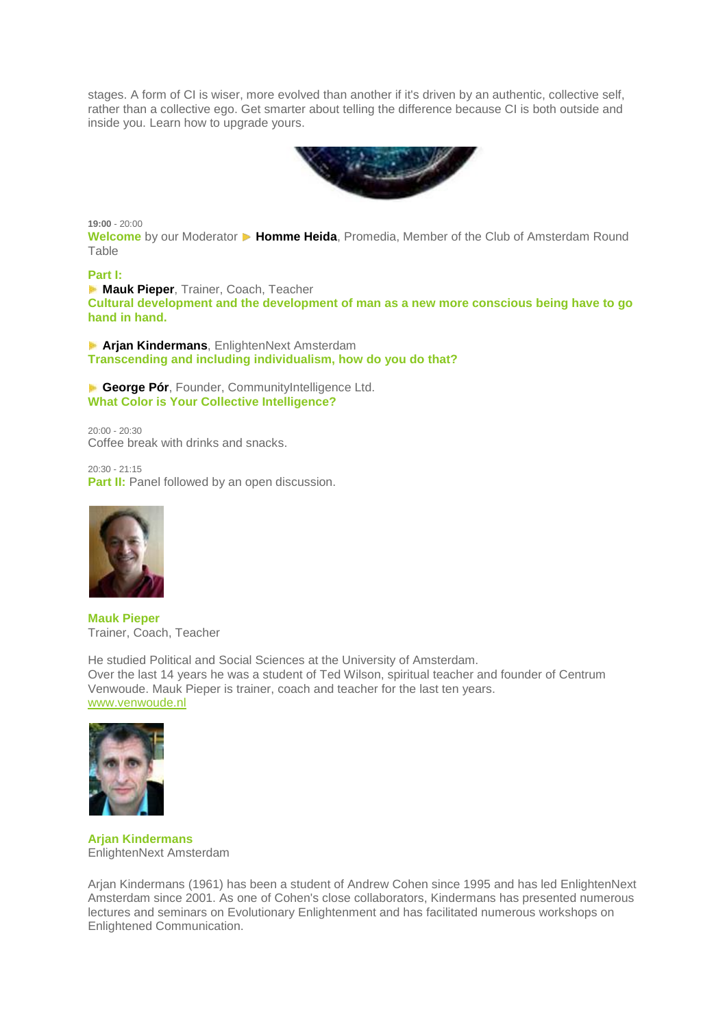stages. A form of CI is wiser, more evolved than another if it's driven by an authentic, collective self, rather than a collective ego. Get smarter about telling the difference because CI is both outside and inside you. Learn how to upgrade yours.

**19:00** - 20:00
**Welcome** by our Moderator ▶ **Homme Heida**, Promedia, Member of the Club of Amsterdam Round Table

**Part I:**
▶ **Mauk Pieper**, Trainer, Coach, Teacher
**Cultural development and the development of man as a new more conscious being have to go hand in hand.**

▶ **Arjan Kindermans**, EnlightenNext Amsterdam
**Transcending and including individualism, how do you do that?**

▶ **George Pór**, Founder, CommunityIntelligence Ltd.
**What Color is Your Collective Intelligence?**

20:00 - 20:30
Coffee break with drinks and snacks.

20:30 - 21:15
**Part II:** Panel followed by an open discussion.

**Mauk Pieper**
Trainer, Coach, Teacher

He studied Political and Social Sciences at the University of Amsterdam.
Over the last 14 years he was a student of Ted Wilson, spiritual teacher and founder of Centrum Venwoude. Mauk Pieper is trainer, coach and teacher for the last ten years.
www.venwoude.nl

**Arjan Kindermans**
EnlightenNext Amsterdam

Arjan Kindermans (1961) has been a student of Andrew Cohen since 1995 and has led EnlightenNext Amsterdam since 2001. As one of Cohen's close collaborators, Kindermans has presented numerous lectures and seminars on Evolutionary Enlightenment and has facilitated numerous workshops on Enlightened Communication.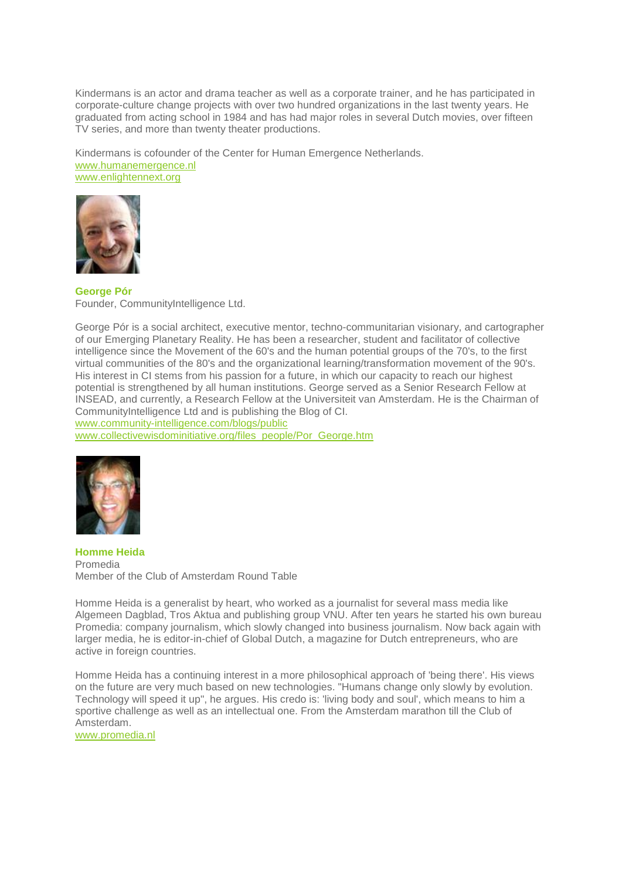Kindermans is an actor and drama teacher as well as a corporate trainer, and he has participated in corporate-culture change projects with over two hundred organizations in the last twenty years. He graduated from acting school in 1984 and has had major roles in several Dutch movies, over fifteen TV series, and more than twenty theater productions.

Kindermans is cofounder of the Center for Human Emergence Netherlands.
www.humanemergence.nl
www.enlightennext.org

**George Pór**
Founder, CommunityIntelligence Ltd.

George Pór is a social architect, executive mentor, techno-communitarian visionary, and cartographer of our Emerging Planetary Reality. He has been a researcher, student and facilitator of collective intelligence since the Movement of the 60's and the human potential groups of the 70's, to the first virtual communities of the 80's and the organizational learning/transformation movement of the 90's. His interest in CI stems from his passion for a future, in which our capacity to reach our highest potential is strengthened by all human institutions. George served as a Senior Research Fellow at INSEAD, and currently, a Research Fellow at the Universiteit van Amsterdam. He is the Chairman of CommunityIntelligence Ltd and is publishing the Blog of CI.
www.community-intelligence.com/blogs/public
www.collectivewisdominitiative.org/files_people/Por_George.htm

**Homme Heida**
Promedia
Member of the Club of Amsterdam Round Table

Homme Heida is a generalist by heart, who worked as a journalist for several mass media like Algemeen Dagblad, Tros Aktua and publishing group VNU. After ten years he started his own bureau Promedia: company journalism, which slowly changed into business journalism. Now back again with larger media, he is editor-in-chief of Global Dutch, a magazine for Dutch entrepreneurs, who are active in foreign countries.

Homme Heida has a continuing interest in a more philosophical approach of 'being there'. His views on the future are very much based on new technologies. "Humans change only slowly by evolution. Technology will speed it up", he argues. His credo is: 'living body and soul', which means to him a sportive challenge as well as an intellectual one. From the Amsterdam marathon till the Club of Amsterdam.
www.promedia.nl